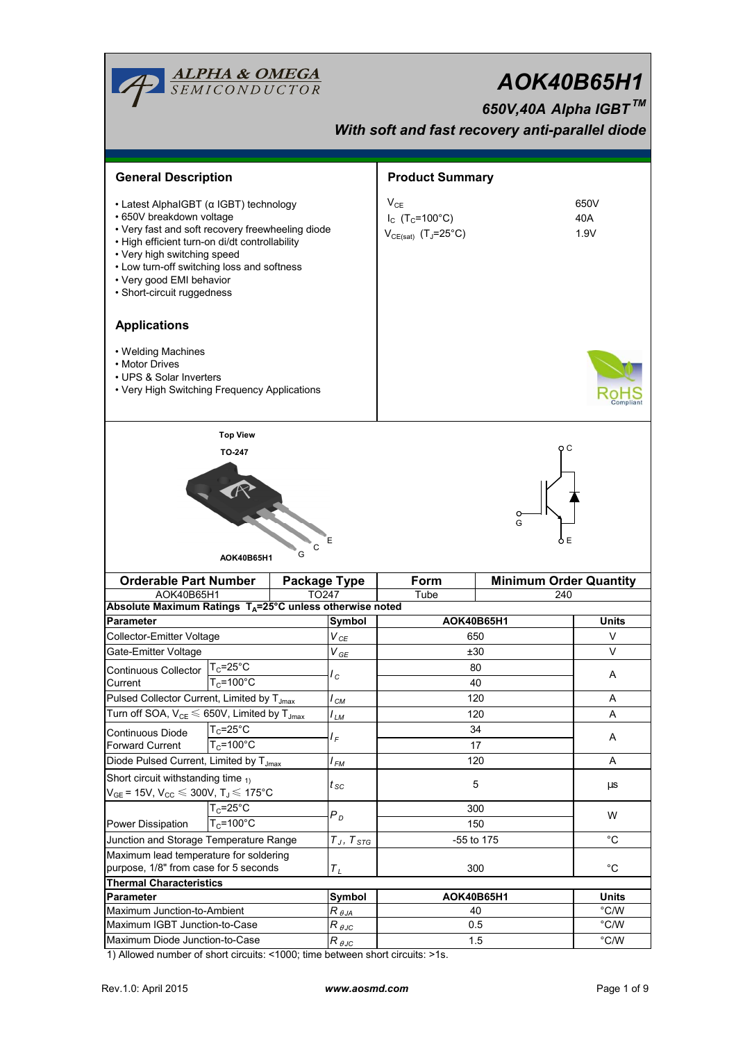# AOK40B65H1

## 650V,40A Alpha IGBT™

### With soft and fast recovery anti-parallel diode

## General Description

- Latest AlphaIGBT (α IGBT) technology
- 650V breakdown voltage
- Very fast and soft recovery freewheeling diode
- High efficient turn-on di/dt controllability
- Very high switching speed
- Low turn-off switching loss and softness
- Very good EMI behavior
- Short-circuit ruggedness

## Product Summary

| | |
|---|---|
| $V_{CE}$ | 650V |
| $I_C$ ($T_C$=100°C) | 40A |
| $V_{CE(sat)}$ ($T_J$=25°C) | 1.9V |

## Applications

- Welding Machines
- Motor Drives
- UPS & Solar Inverters
- Very High Switching Frequency Applications

Top View

TO-247

AOK40B65H1

G C E

| Orderable Part Number | Package Type | Form | Minimum Order Quantity |
|---|---|---|---|
| AOK40B65H1 | TO247 | Tube | 240 |

**Absolute Maximum Ratings $T_A$=25°C unless otherwise noted**

| Parameter | | Symbol | AOK40B65H1 | Units |
|---|---|---|---|---|
| Collector-Emitter Voltage | | $V_{CE}$ | 650 | V |
| Gate-Emitter Voltage | | $V_{GE}$ | ±30 | V |
| Continuous Collector Current | $T_C$=25°C | $I_C$ | 80 | A |
| | $T_C$=100°C | | 40 | |
| Pulsed Collector Current, Limited by $T_{Jmax}$ | | $I_{CM}$ | 120 | A |
| Turn off SOA, $V_{CE}$ ≤ 650V, Limited by $T_{Jmax}$ | | $I_{LM}$ | 120 | A |
| Continuous Diode Forward Current | $T_C$=25°C | $I_F$ | 34 | A |
| | $T_C$=100°C | | 17 | |
| Diode Pulsed Current, Limited by $T_{Jmax}$ | | $I_{FM}$ | 120 | A |
| Short circuit withstanding time 1) $V_{GE}$ = 15V, $V_{CC}$ ≤ 300V, $T_J$ ≤ 175°C | | $t_{SC}$ | 5 | µs |
| Power Dissipation | $T_C$=25°C | $P_D$ | 300 | W |
| | $T_C$=100°C | | 150 | |
| Junction and Storage Temperature Range | | $T_J$, $T_{STG}$ | -55 to 175 | °C |
| Maximum lead temperature for soldering purpose, 1/8" from case for 5 seconds | | $T_L$ | 300 | °C |

**Thermal Characteristics**

| Parameter | Symbol | AOK40B65H1 | Units |
|---|---|---|---|
| Maximum Junction-to-Ambient | $R_{\theta JA}$ | 40 | °C/W |
| Maximum IGBT Junction-to-Case | $R_{\theta JC}$ | 0.5 | °C/W |
| Maximum Diode Junction-to-Case | $R_{\theta JC}$ | 1.5 | °C/W |

1) Allowed number of short circuits: <1000; time between short circuits: >1s.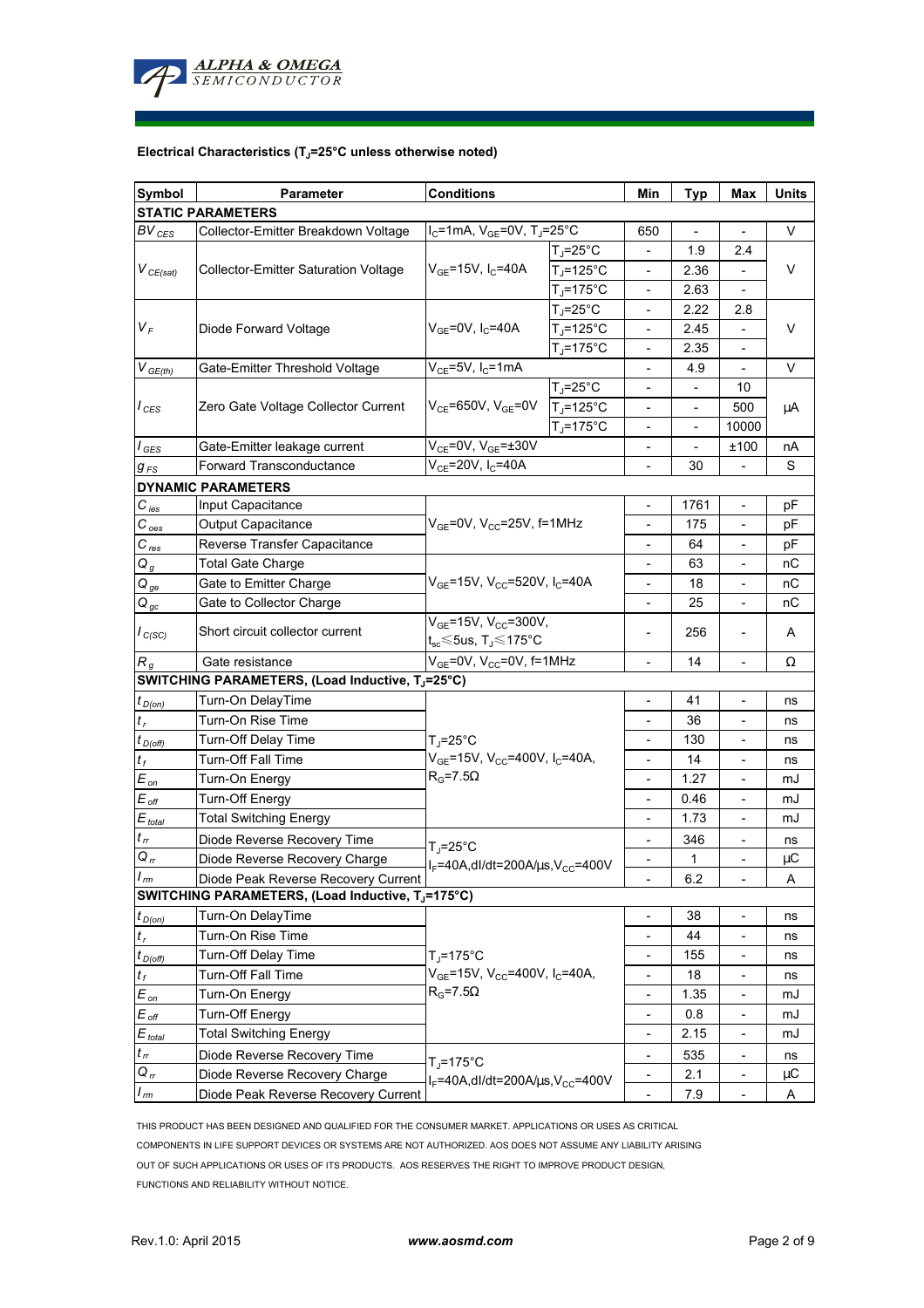**Electrical Characteristics ($T_J$=25°C unless otherwise noted)**

| Symbol | Parameter | Conditions | | Min | Typ | Max | Units |
|---|---|---|---|---|---|---|---|
| **STATIC PARAMETERS** | | | | | | | |
| $BV_{CES}$ | Collector-Emitter Breakdown Voltage | $I_C$=1mA, $V_{GE}$=0V, $T_J$=25°C | | 650 | - | - | V |
| $V_{CE(sat)}$ | Collector-Emitter Saturation Voltage | $V_{GE}$=15V, $I_C$=40A | $T_J$=25°C | - | 1.9 | 2.4 | V |
| | | | $T_J$=125°C | - | 2.36 | - | |
| | | | $T_J$=175°C | - | 2.63 | - | |
| $V_F$ | Diode Forward Voltage | $V_{GE}$=0V, $I_C$=40A | $T_J$=25°C | - | 2.22 | 2.8 | V |
| | | | $T_J$=125°C | - | 2.45 | - | |
| | | | $T_J$=175°C | - | 2.35 | - | |
| $V_{GE(th)}$ | Gate-Emitter Threshold Voltage | $V_{CE}$=5V, $I_C$=1mA | | - | 4.9 | - | V |
| $I_{CES}$ | Zero Gate Voltage Collector Current | $V_{CE}$=650V, $V_{GE}$=0V | $T_J$=25°C | - | - | 10 | µA |
| | | | $T_J$=125°C | - | - | 500 | |
| | | | $T_J$=175°C | - | - | 10000 | |
| $I_{GES}$ | Gate-Emitter leakage current | $V_{CE}$=0V, $V_{GE}$=±30V | | - | - | ±100 | nA |
| $g_{FS}$ | Forward Transconductance | $V_{CE}$=20V, $I_C$=40A | | - | 30 | - | S |
| **DYNAMIC PARAMETERS** | | | | | | | |
| $C_{ies}$ | Input Capacitance | $V_{GE}$=0V, $V_{CC}$=25V, f=1MHz | | - | 1761 | - | pF |
| $C_{oes}$ | Output Capacitance | | | - | 175 | - | pF |
| $C_{res}$ | Reverse Transfer Capacitance | | | - | 64 | - | pF |
| $Q_g$ | Total Gate Charge | $V_{GE}$=15V, $V_{CC}$=520V, $I_C$=40A | | - | 63 | - | nC |
| $Q_{ge}$ | Gate to Emitter Charge | | | - | 18 | - | nC |
| $Q_{gc}$ | Gate to Collector Charge | | | - | 25 | - | nC |
| $I_{C(SC)}$ | Short circuit collector current | $V_{GE}$=15V, $V_{CC}$=300V, $t_{sc}$≤5us, $T_J$≤175°C | | - | 256 | - | A |
| $R_g$ | Gate resistance | $V_{GE}$=0V, $V_{CC}$=0V, f=1MHz | | - | 14 | - | Ω |
| **SWITCHING PARAMETERS, (Load Inductive, $T_J$=25°C)** | | | | | | | |
| $t_{D(on)}$ | Turn-On DelayTime | $T_J$=25°C, $V_{GE}$=15V, $V_{CC}$=400V, $I_C$=40A, $R_G$=7.5Ω | | - | 41 | - | ns |
| $t_r$ | Turn-On Rise Time | | | - | 36 | - | ns |
| $t_{D(off)}$ | Turn-Off Delay Time | | | - | 130 | - | ns |
| $t_f$ | Turn-Off Fall Time | | | - | 14 | - | ns |
| $E_{on}$ | Turn-On Energy | | | - | 1.27 | - | mJ |
| $E_{off}$ | Turn-Off Energy | | | - | 0.46 | - | mJ |
| $E_{total}$ | Total Switching Energy | | | - | 1.73 | - | mJ |
| $t_{rr}$ | Diode Reverse Recovery Time | $T_J$=25°C, $I_F$=40A,dI/dt=200A/µs,$V_{CC}$=400V | | - | 346 | - | ns |
| $Q_{rr}$ | Diode Reverse Recovery Charge | | | - | 1 | - | µC |
| $I_{rm}$ | Diode Peak Reverse Recovery Current | | | - | 6.2 | - | A |
| **SWITCHING PARAMETERS, (Load Inductive, $T_J$=175°C)** | | | | | | | |
| $t_{D(on)}$ | Turn-On DelayTime | $T_J$=175°C, $V_{GE}$=15V, $V_{CC}$=400V, $I_C$=40A, $R_G$=7.5Ω | | - | 38 | - | ns |
| $t_r$ | Turn-On Rise Time | | | - | 44 | - | ns |
| $t_{D(off)}$ | Turn-Off Delay Time | | | - | 155 | - | ns |
| $t_f$ | Turn-Off Fall Time | | | - | 18 | - | ns |
| $E_{on}$ | Turn-On Energy | | | - | 1.35 | - | mJ |
| $E_{off}$ | Turn-Off Energy | | | - | 0.8 | - | mJ |
| $E_{total}$ | Total Switching Energy | | | - | 2.15 | - | mJ |
| $t_{rr}$ | Diode Reverse Recovery Time | $T_J$=175°C, $I_F$=40A,dI/dt=200A/µs,$V_{CC}$=400V | | - | 535 | - | ns |
| $Q_{rr}$ | Diode Reverse Recovery Charge | | | - | 2.1 | - | µC |
| $I_{rm}$ | Diode Peak Reverse Recovery Current | | | - | 7.9 | - | A |

THIS PRODUCT HAS BEEN DESIGNED AND QUALIFIED FOR THE CONSUMER MARKET. APPLICATIONS OR USES AS CRITICAL COMPONENTS IN LIFE SUPPORT DEVICES OR SYSTEMS ARE NOT AUTHORIZED. AOS DOES NOT ASSUME ANY LIABILITY ARISING OUT OF SUCH APPLICATIONS OR USES OF ITS PRODUCTS. AOS RESERVES THE RIGHT TO IMPROVE PRODUCT DESIGN, FUNCTIONS AND RELIABILITY WITHOUT NOTICE.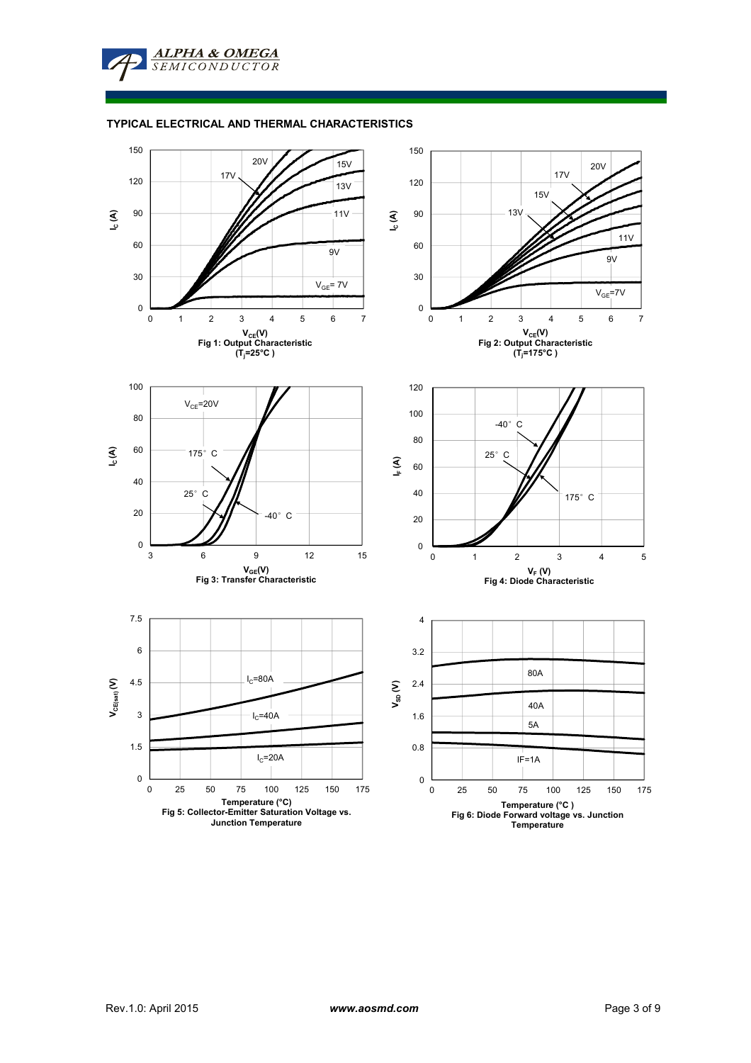## TYPICAL ELECTRICAL AND THERMAL CHARACTERISTICS

Fig 1: Output Characteristic ($T_j$=25°C)

Fig 2: Output Characteristic ($T_j$=175°C)

Fig 3: Transfer Characteristic

Fig 4: Diode Characteristic

Fig 5: Collector-Emitter Saturation Voltage vs. Junction Temperature

Fig 6: Diode Forward voltage vs. Junction Temperature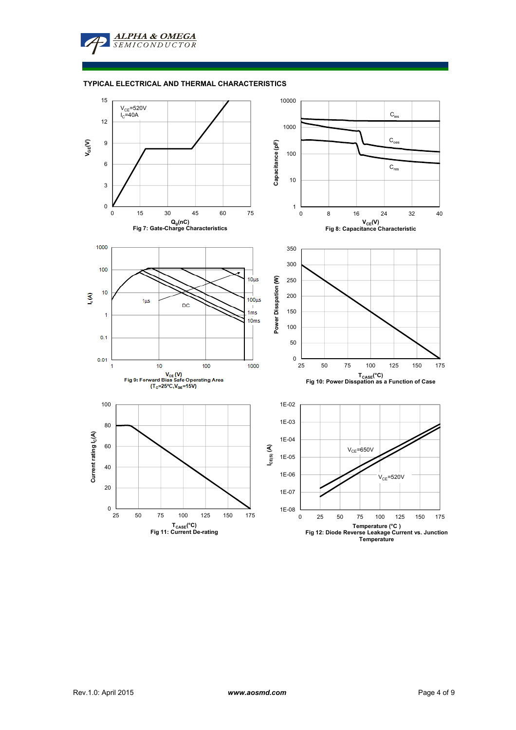## TYPICAL ELECTRICAL AND THERMAL CHARACTERISTICS

$V_{CE}$=520V
$I_C$=40A

$V_{GE}$(V)

$Q_g$(nC)

Fig 7: Gate-Charge Characteristics

$C_{ies}$

$C_{oes}$

$C_{res}$

Capacitance (pF)

$V_{CE}$(V)

Fig 8: Capacitance Characteristic

10µs

100µs

1ms

10ms

1µs

DC

$I_c$ (A)

$V_{CE}$ (V)

Fig 9: Forward Bias Safe Operating Area
($T_C$=25°C,$V_{GE}$=15V)

Power Dispation (W)

$T_{CASE}$(°C)

Fig 10: Power Disspation as a Function of Case

Current rating $I_C$(A)

$T_{CASE}$(°C)

Fig 11: Current De-rating

$V_{CE}$=650V

$V_{CE}$=520V

$I_{CE(S)}$ (A)

Temperature (°C )

Fig 12: Diode Reverse Leakage Current vs. Junction Temperature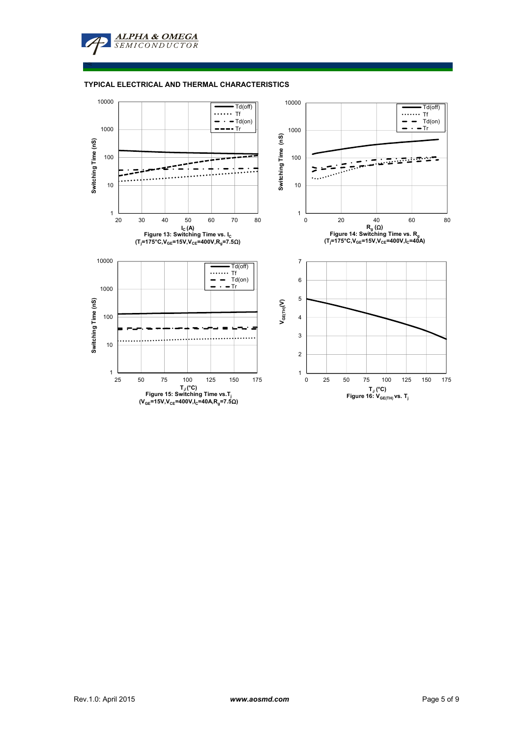## TYPICAL ELECTRICAL AND THERMAL CHARACTERISTICS

Figure 13: Switching Time vs. $I_C$
($T_j$=175°C,$V_{GE}$=15V,$V_{CE}$=400V,$R_g$=7.5Ω)

Figure 14: Switching Time vs. $R_g$
($T_j$=175°C,$V_{GE}$=15V,$V_{CE}$=400V,$I_C$=40A)

Figure 15: Switching Time vs.$T_j$
($V_{GE}$=15V,$V_{CE}$=400V,$I_C$=40A,$R_g$=7.5Ω)

Figure 16: $V_{GE(TH)}$ vs. $T_j$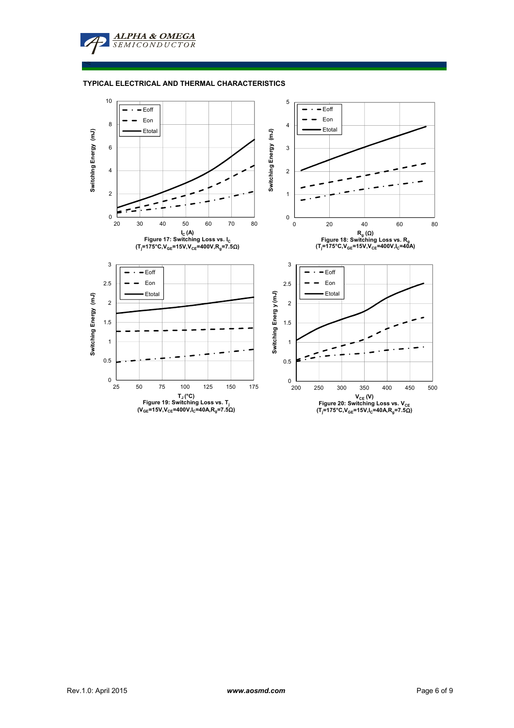## TYPICAL ELECTRICAL AND THERMAL CHARACTERISTICS

Figure 17: Switching Loss vs. $I_C$
($T_j$=175°C,$V_{GE}$=15V,$V_{CE}$=400V,$R_g$=7.5Ω)

Figure 18: Switching Loss vs. $R_g$
($T_j$=175°C,$V_{GE}$=15V,$V_{CE}$=400V,$I_C$=40A)

Figure 19: Switching Loss vs. $T_j$
($V_{GE}$=15V,$V_{CE}$=400V,$I_C$=40A,$R_g$=7.5Ω)

Figure 20: Switching Loss vs. $V_{CE}$
($T_j$=175°C,$V_{GE}$=15V,$I_C$=40A,$R_g$=7.5Ω)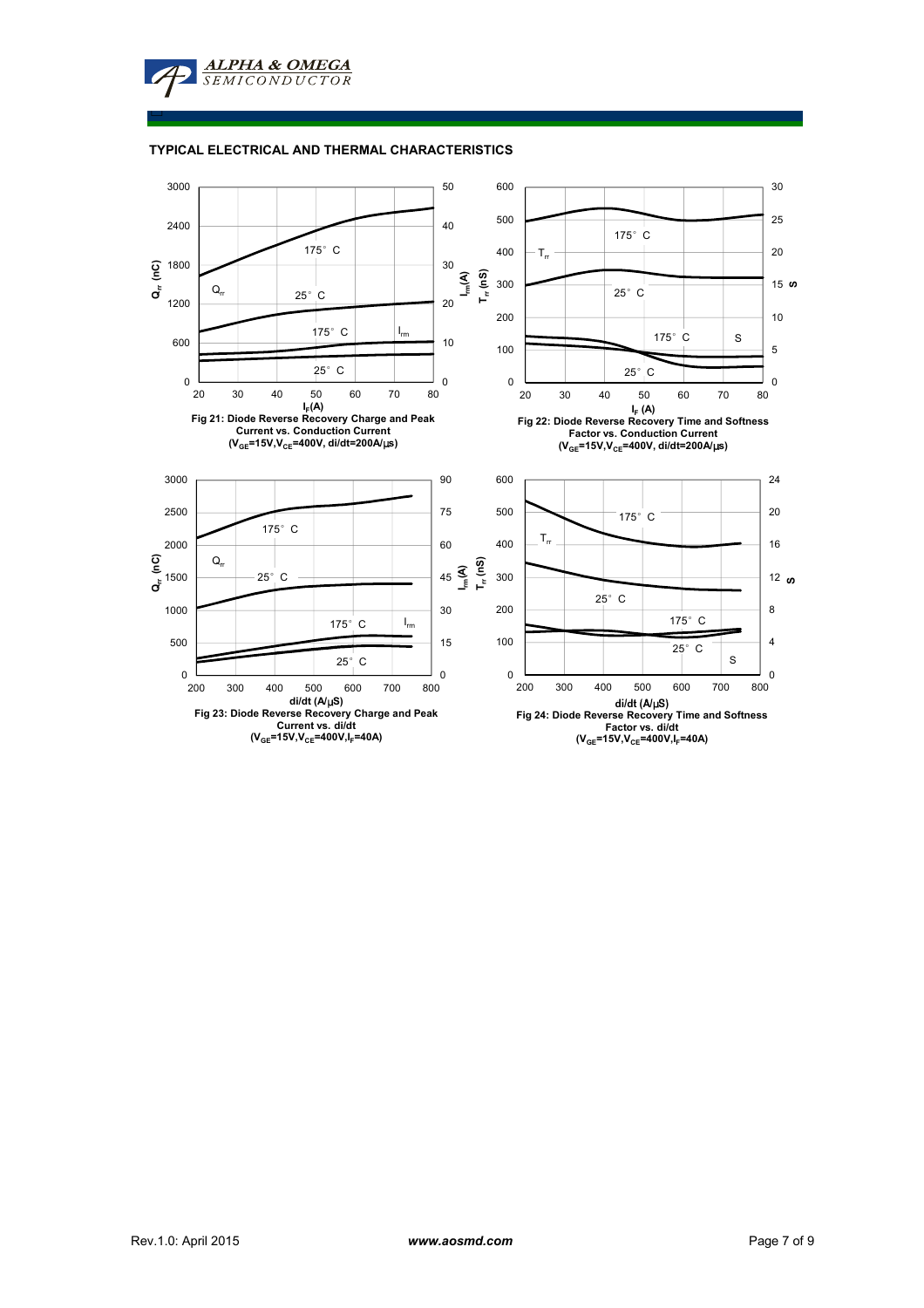## TYPICAL ELECTRICAL AND THERMAL CHARACTERISTICS

**Fig 21: Diode Reverse Recovery Charge and Peak Current vs. Conduction Current**
**($V_{GE}$=15V, $V_{CE}$=400V, di/dt=200A/μs)**

**Fig 22: Diode Reverse Recovery Time and Softness Factor vs. Conduction Current**
**($V_{GE}$=15V, $V_{CE}$=400V, di/dt=200A/μs)**

**Fig 23: Diode Reverse Recovery Charge and Peak Current vs. di/dt**
**($V_{GE}$=15V, $V_{CE}$=400V, $I_F$=40A)**

**Fig 24: Diode Reverse Recovery Time and Softness Factor vs. di/dt**
**($V_{GE}$=15V, $V_{CE}$=400V, $I_F$=40A)**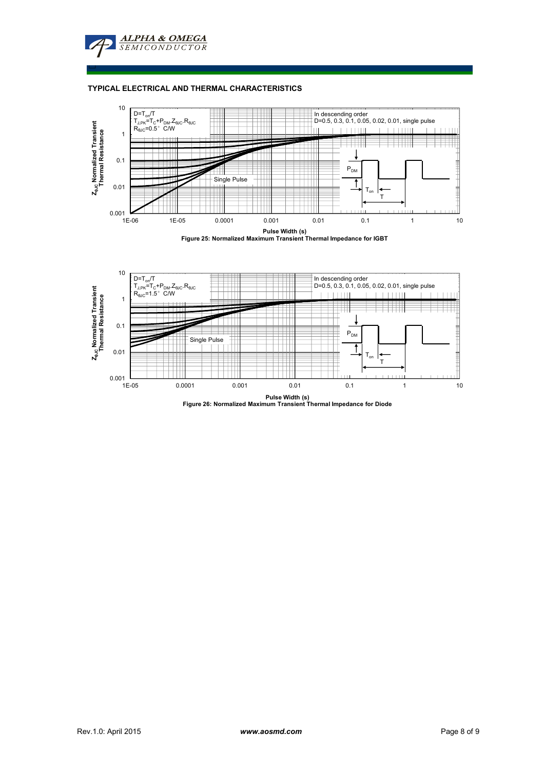## TYPICAL ELECTRICAL AND THERMAL CHARACTERISTICS

$D=T_{on}/T$
$T_{J,PK}=T_C+P_{DM} \cdot Z_{\theta JC} \cdot R_{\theta JC}$
$R_{\theta JC}=0.5°$ C/W

In descending order
D=0.5, 0.3, 0.1, 0.05, 0.02, 0.01, single pulse

Single Pulse

$P_{DM}$, $T_{on}$, T

$Z_{\theta JC}$ Normalized Transient Thermal Resistance

Pulse Width (s)

**Figure 25: Normalized Maximum Transient Thermal Impedance for IGBT**

$D=T_{on}/T$
$T_{J,PK}=T_C+P_{DM} \cdot Z_{\theta JC} \cdot R_{\theta JC}$
$R_{\theta JC}=1.5°$ C/W

In descending order
D=0.5, 0.3, 0.1, 0.05, 0.02, 0.01, single pulse

Single Pulse

$P_{DM}$, $T_{on}$, T

$Z_{\theta JC}$ Normalized Transient Thermal Resistance

Pulse Width (s)

**Figure 26: Normalized Maximum Transient Thermal Impedance for Diode**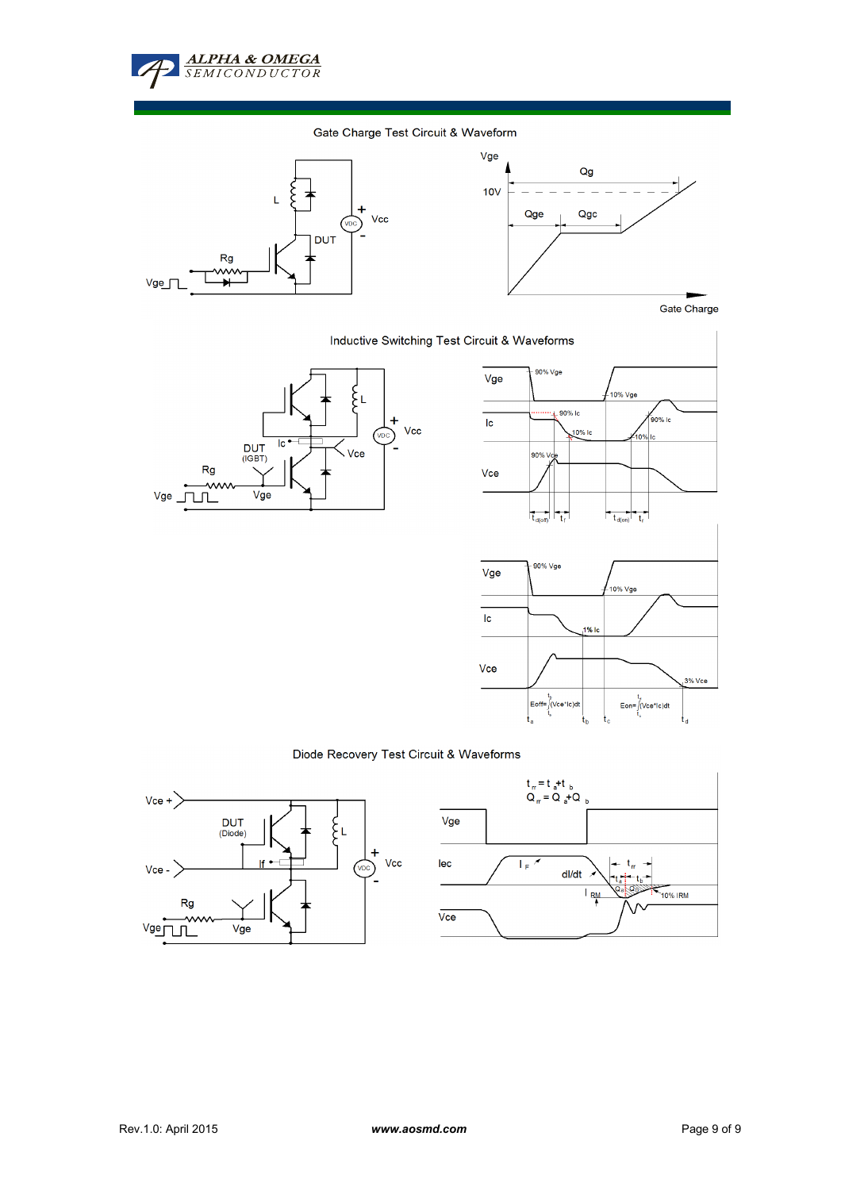## Gate Charge Test Circuit & Waveform

L

Vcc

DUT

Rg

Vge

VDC

Vge

Qg

10V

Qge

Qgc

Gate Charge

## Inductive Switching Test Circuit & Waveforms

L

Vcc

VDC

DUT (IGBT)

Ic

Vce

Rg

Vge

Vge

90% Vge

10% Vge

Ic

90% Ic

10% Ic

90% Ic

10% Ic

Vce

90% Vce

$t_{d(off)}$ $t_f$ $t_{d(on)}$ $t_r$

Vge

90% Vge

10% Vge

Ic

1% Ic

Vce

3% Vce

$Eoff=\int_{t_a}^{t_b}(Vce*Ic)dt$

$Eon=\int_{t_c}^{t_d}(Vce*Ic)dt$

$t_a$ $t_b$ $t_c$ $t_d$

## Diode Recovery Test Circuit & Waveforms

Vce +

Vce -

DUT (Diode)

L

If

Vcc

VDC

Rg

Vge

Vge

$t_{rr}=t_a+t_b$

$Q_{rr}=Q_a+Q_b$

Vge

Iec

$I_F$

dI/dt

$t_{rr}$

$t_a$ $t_b$

$Q_a$ $Q_b$

$I_{RM}$

10% IRM

Vce

Rev.1.0: April 2015

www.aosmd.com